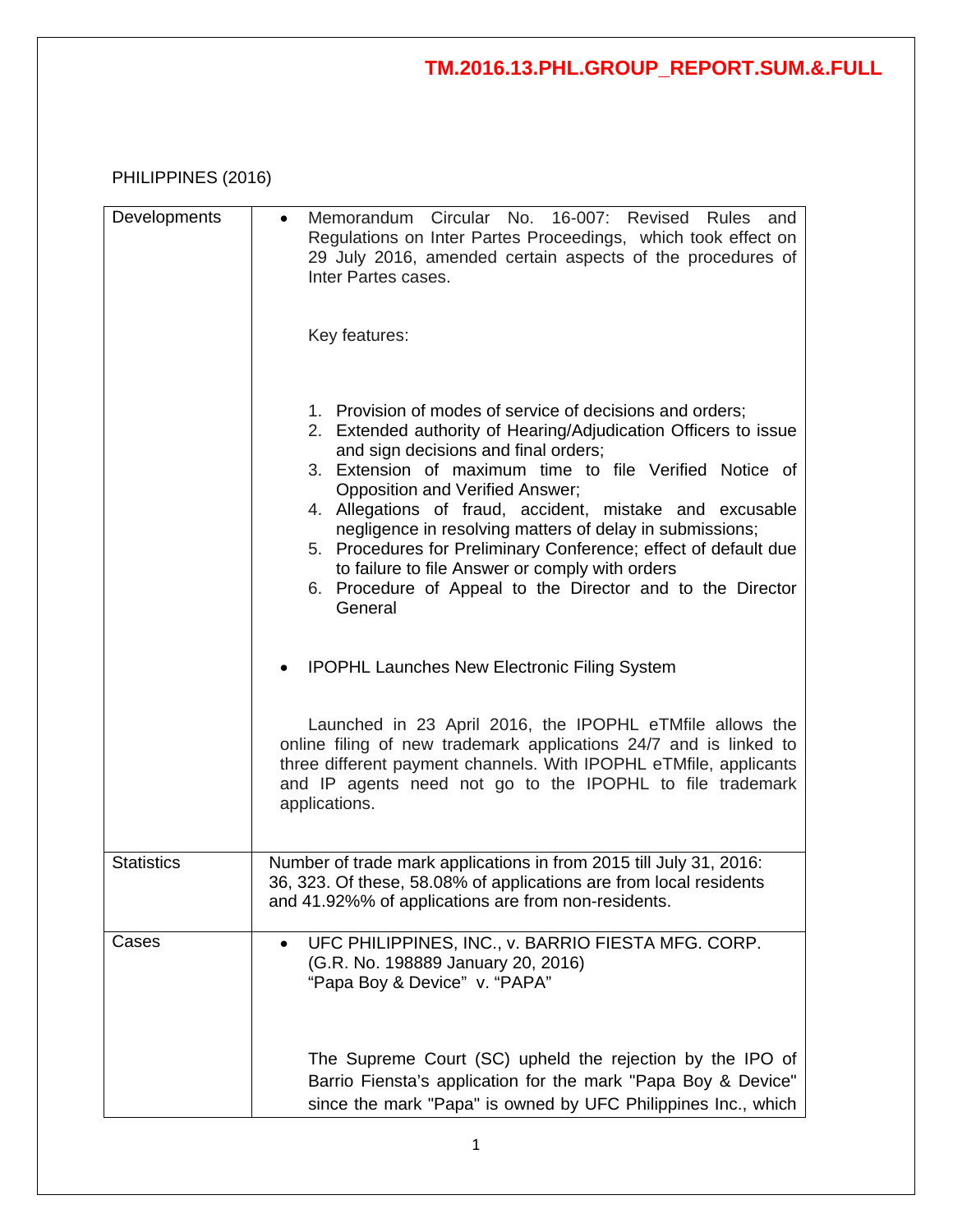TM.2016.13.PHL.GROUP_REPORT.SUM.&.FULL

PHILIPPINES (2016)

| | |
|---|---|
| Developments | • Memorandum Circular No. 16-007: Revised Rules and Regulations on Inter Partes Proceedings, which took effect on 29 July 2016, amended certain aspects of the procedures of Inter Partes cases.<br><br>Key features:<br><br>1. Provision of modes of service of decisions and orders;<br>2. Extended authority of Hearing/Adjudication Officers to issue and sign decisions and final orders;<br>3. Extension of maximum time to file Verified Notice of Opposition and Verified Answer;<br>4. Allegations of fraud, accident, mistake and excusable negligence in resolving matters of delay in submissions;<br>5. Procedures for Preliminary Conference; effect of default due to failure to file Answer or comply with orders<br>6. Procedure of Appeal to the Director and to the Director General<br><br>• IPOPHL Launches New Electronic Filing System<br><br>Launched in 23 April 2016, the IPOPHL eTMfile allows the online filing of new trademark applications 24/7 and is linked to three different payment channels. With IPOPHL eTMfile, applicants and IP agents need not go to the IPOPHL to file trademark applications. |
| Statistics | Number of trade mark applications in from 2015 till July 31, 2016: 36, 323. Of these, 58.08% of applications are from local residents and 41.92%% of applications are from non-residents. |
| Cases | • UFC PHILIPPINES, INC., v. BARRIO FIESTA MFG. CORP. (G.R. No. 198889 January 20, 2016)<br>"Papa Boy & Device" v. "PAPA"<br><br>The Supreme Court (SC) upheld the rejection by the IPO of Barrio Fiensta's application for the mark "Papa Boy & Device" since the mark "Papa" is owned by UFC Philippines Inc., which |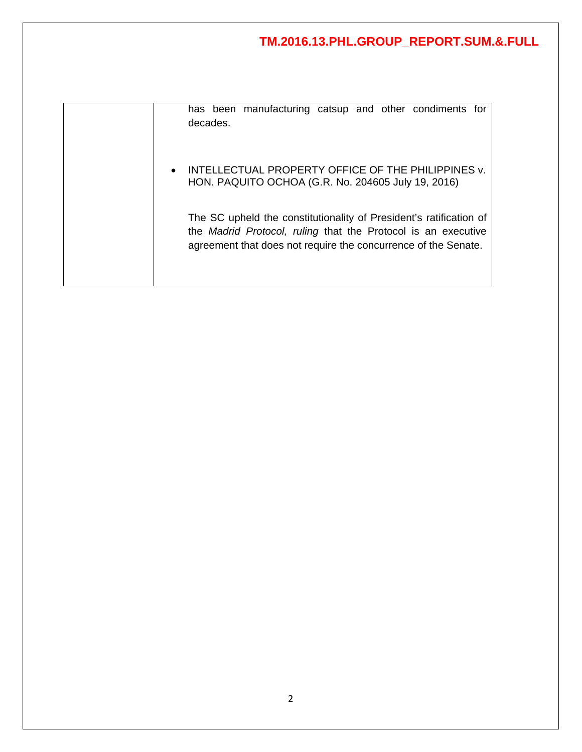| | has been manufacturing catsup and other condiments for decades.<br><br>• INTELLECTUAL PROPERTY OFFICE OF THE PHILIPPINES v. HON. PAQUITO OCHOA (G.R. No. 204605 July 19, 2016)<br><br>The SC upheld the constitutionality of President's ratification of the *Madrid Protocol, ruling* that the Protocol is an executive agreement that does not require the concurrence of the Senate. |
|---|---|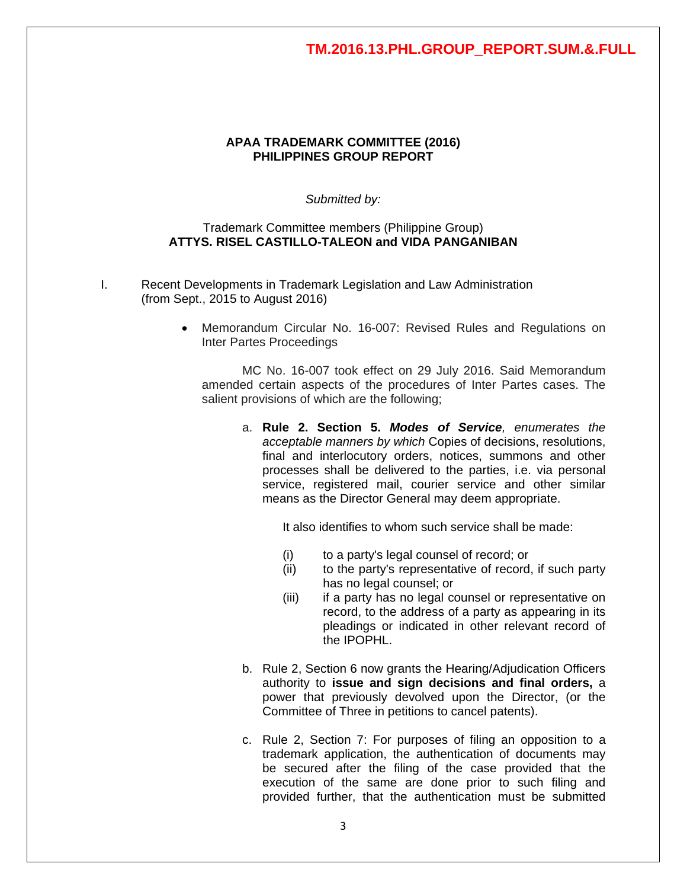**TM.2016.13.PHL.GROUP_REPORT.SUM.&.FULL**

**APAA TRADEMARK COMMITTEE (2016)**
**PHILIPPINES GROUP REPORT**

*Submitted by:*

Trademark Committee members (Philippine Group)
**ATTYS. RISEL CASTILLO-TALEON and VIDA PANGANIBAN**

I. Recent Developments in Trademark Legislation and Law Administration (from Sept., 2015 to August 2016)

- Memorandum Circular No. 16-007: Revised Rules and Regulations on Inter Partes Proceedings

  MC No. 16-007 took effect on 29 July 2016. Said Memorandum amended certain aspects of the procedures of Inter Partes cases. The salient provisions of which are the following;

  a. **Rule 2. Section 5. *Modes of Service*,** *enumerates the acceptable manners by which* Copies of decisions, resolutions, final and interlocutory orders, notices, summons and other processes shall be delivered to the parties, i.e. via personal service, registered mail, courier service and other similar means as the Director General may deem appropriate.

     It also identifies to whom such service shall be made:

     (i) to a party's legal counsel of record; or
     (ii) to the party's representative of record, if such party has no legal counsel; or
     (iii) if a party has no legal counsel or representative on record, to the address of a party as appearing in its pleadings or indicated in other relevant record of the IPOPHL.

  b. Rule 2, Section 6 now grants the Hearing/Adjudication Officers authority to **issue and sign decisions and final orders,** a power that previously devolved upon the Director, (or the Committee of Three in petitions to cancel patents).

  c. Rule 2, Section 7: For purposes of filing an opposition to a trademark application, the authentication of documents may be secured after the filing of the case provided that the execution of the same are done prior to such filing and provided further, that the authentication must be submitted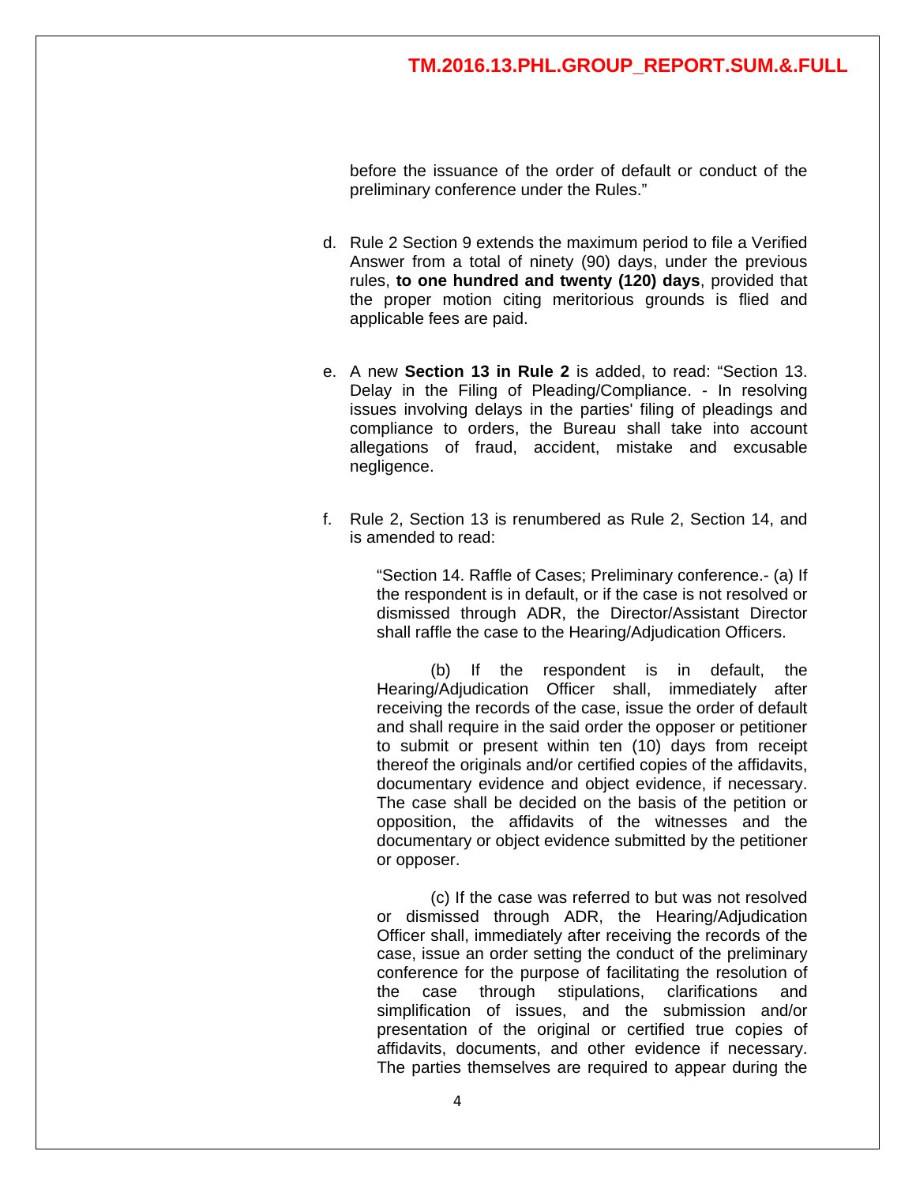before the issuance of the order of default or conduct of the preliminary conference under the Rules."

d. Rule 2 Section 9 extends the maximum period to file a Verified Answer from a total of ninety (90) days, under the previous rules, **to one hundred and twenty (120) days**, provided that the proper motion citing meritorious grounds is flied and applicable fees are paid.

e. A new **Section 13 in Rule 2** is added, to read: "Section 13. Delay in the Filing of Pleading/Compliance. - In resolving issues involving delays in the parties' filing of pleadings and compliance to orders, the Bureau shall take into account allegations of fraud, accident, mistake and excusable negligence.

f. Rule 2, Section 13 is renumbered as Rule 2, Section 14, and is amended to read:

   "Section 14. Raffle of Cases; Preliminary conference.- (a) If the respondent is in default, or if the case is not resolved or dismissed through ADR, the Director/Assistant Director shall raffle the case to the Hearing/Adjudication Officers.

   (b) If the respondent is in default, the Hearing/Adjudication Officer shall, immediately after receiving the records of the case, issue the order of default and shall require in the said order the opposer or petitioner to submit or present within ten (10) days from receipt thereof the originals and/or certified copies of the affidavits, documentary evidence and object evidence, if necessary. The case shall be decided on the basis of the petition or opposition, the affidavits of the witnesses and the documentary or object evidence submitted by the petitioner or opposer.

   (c) If the case was referred to but was not resolved or dismissed through ADR, the Hearing/Adjudication Officer shall, immediately after receiving the records of the case, issue an order setting the conduct of the preliminary conference for the purpose of facilitating the resolution of the case through stipulations, clarifications and simplification of issues, and the submission and/or presentation of the original or certified true copies of affidavits, documents, and other evidence if necessary. The parties themselves are required to appear during the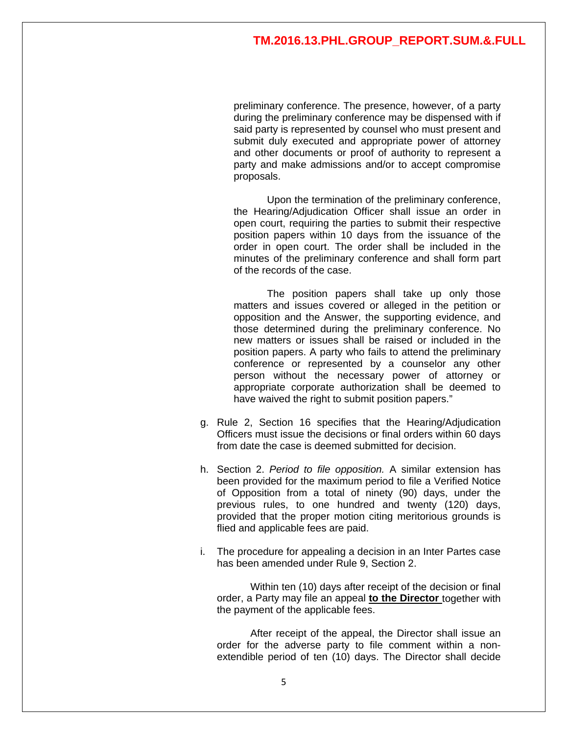preliminary conference. The presence, however, of a party during the preliminary conference may be dispensed with if said party is represented by counsel who must present and submit duly executed and appropriate power of attorney and other documents or proof of authority to represent a party and make admissions and/or to accept compromise proposals.

Upon the termination of the preliminary conference, the Hearing/Adjudication Officer shall issue an order in open court, requiring the parties to submit their respective position papers within 10 days from the issuance of the order in open court. The order shall be included in the minutes of the preliminary conference and shall form part of the records of the case.

The position papers shall take up only those matters and issues covered or alleged in the petition or opposition and the Answer, the supporting evidence, and those determined during the preliminary conference. No new matters or issues shall be raised or included in the position papers. A party who fails to attend the preliminary conference or represented by a counselor any other person without the necessary power of attorney or appropriate corporate authorization shall be deemed to have waived the right to submit position papers."

g. Rule 2, Section 16 specifies that the Hearing/Adjudication Officers must issue the decisions or final orders within 60 days from date the case is deemed submitted for decision.

h. Section 2. *Period to file opposition.* A similar extension has been provided for the maximum period to file a Verified Notice of Opposition from a total of ninety (90) days, under the previous rules, to one hundred and twenty (120) days, provided that the proper motion citing meritorious grounds is flied and applicable fees are paid.

i. The procedure for appealing a decision in an Inter Partes case has been amended under Rule 9, Section 2.

   Within ten (10) days after receipt of the decision or final order, a Party may file an appeal **to the Director** together with the payment of the applicable fees.

   After receipt of the appeal, the Director shall issue an order for the adverse party to file comment within a non-extendible period of ten (10) days. The Director shall decide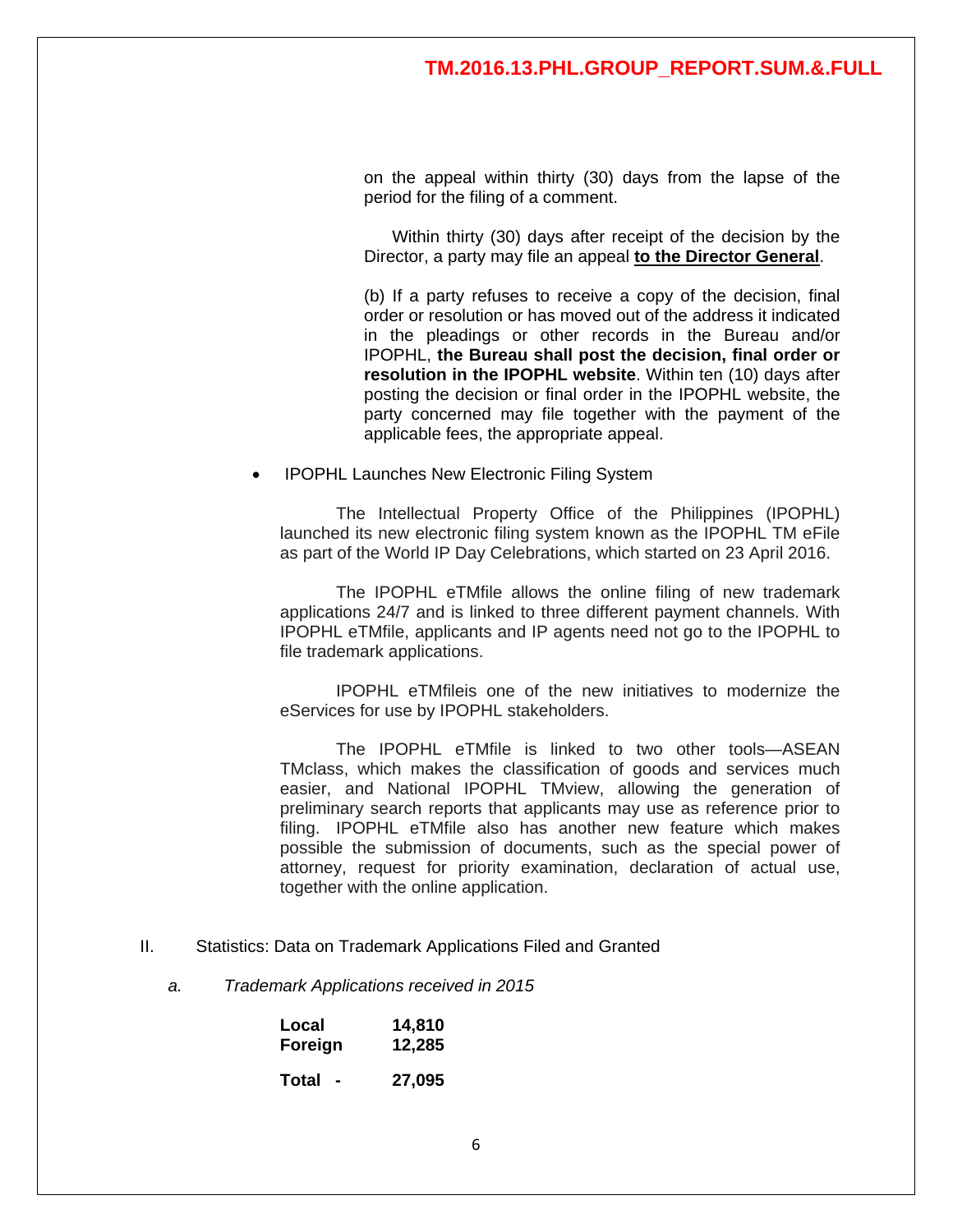on the appeal within thirty (30) days from the lapse of the period for the filing of a comment.

Within thirty (30) days after receipt of the decision by the Director, a party may file an appeal **to the Director General**.

(b) If a party refuses to receive a copy of the decision, final order or resolution or has moved out of the address it indicated in the pleadings or other records in the Bureau and/or IPOPHL, **the Bureau shall post the decision, final order or resolution in the IPOPHL website**. Within ten (10) days after posting the decision or final order in the IPOPHL website, the party concerned may file together with the payment of the applicable fees, the appropriate appeal.

- IPOPHL Launches New Electronic Filing System

The Intellectual Property Office of the Philippines (IPOPHL) launched its new electronic filing system known as the IPOPHL TM eFile as part of the World IP Day Celebrations, which started on 23 April 2016.

The IPOPHL eTMfile allows the online filing of new trademark applications 24/7 and is linked to three different payment channels. With IPOPHL eTMfile, applicants and IP agents need not go to the IPOPHL to file trademark applications.

IPOPHL eTMfileis one of the new initiatives to modernize the eServices for use by IPOPHL stakeholders.

The IPOPHL eTMfile is linked to two other tools—ASEAN TMclass, which makes the classification of goods and services much easier, and National IPOPHL TMview, allowing the generation of preliminary search reports that applicants may use as reference prior to filing. IPOPHL eTMfile also has another new feature which makes possible the submission of documents, such as the special power of attorney, request for priority examination, declaration of actual use, together with the online application.

## II. Statistics: Data on Trademark Applications Filed and Granted

*a. Trademark Applications received in 2015*

| | |
|---|---|
| **Local** | **14,810** |
| **Foreign** | **12,285** |
| **Total -** | **27,095** |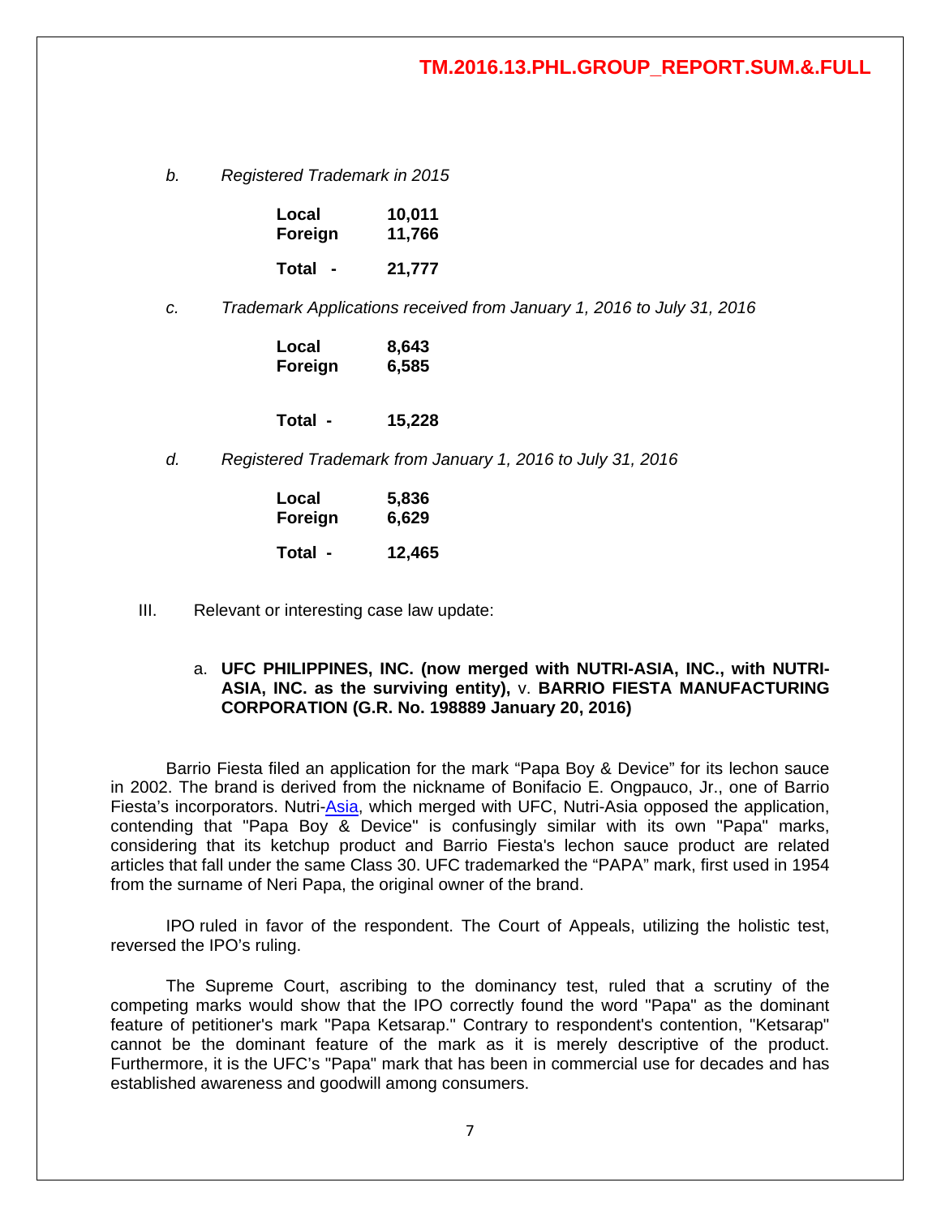*b. Registered Trademark in 2015*

| | |
|---|---|
| **Local** | **10,011** |
| **Foreign** | **11,766** |
| **Total -** | **21,777** |

*c. Trademark Applications received from January 1, 2016 to July 31, 2016*

| | |
|---|---|
| **Local** | **8,643** |
| **Foreign** | **6,585** |
| **Total -** | **15,228** |

*d. Registered Trademark from January 1, 2016 to July 31, 2016*

| | |
|---|---|
| **Local** | **5,836** |
| **Foreign** | **6,629** |
| **Total -** | **12,465** |

III. Relevant or interesting case law update:

a. **UFC PHILIPPINES, INC. (now merged with NUTRI-ASIA, INC., with NUTRI-ASIA, INC. as the surviving entity),** v. **BARRIO FIESTA MANUFACTURING CORPORATION (G.R. No. 198889 January 20, 2016)**

Barrio Fiesta filed an application for the mark "Papa Boy & Device" for its lechon sauce in 2002. The brand is derived from the nickname of Bonifacio E. Ongpauco, Jr., one of Barrio Fiesta's incorporators. Nutri-Asia, which merged with UFC, Nutri-Asia opposed the application, contending that "Papa Boy & Device" is confusingly similar with its own "Papa" marks, considering that its ketchup product and Barrio Fiesta's lechon sauce product are related articles that fall under the same Class 30. UFC trademarked the "PAPA" mark, first used in 1954 from the surname of Neri Papa, the original owner of the brand.

IPO ruled in favor of the respondent. The Court of Appeals, utilizing the holistic test, reversed the IPO's ruling.

The Supreme Court, ascribing to the dominancy test, ruled that a scrutiny of the competing marks would show that the IPO correctly found the word "Papa" as the dominant feature of petitioner's mark "Papa Ketsarap." Contrary to respondent's contention, "Ketsarap" cannot be the dominant feature of the mark as it is merely descriptive of the product. Furthermore, it is the UFC's "Papa" mark that has been in commercial use for decades and has established awareness and goodwill among consumers.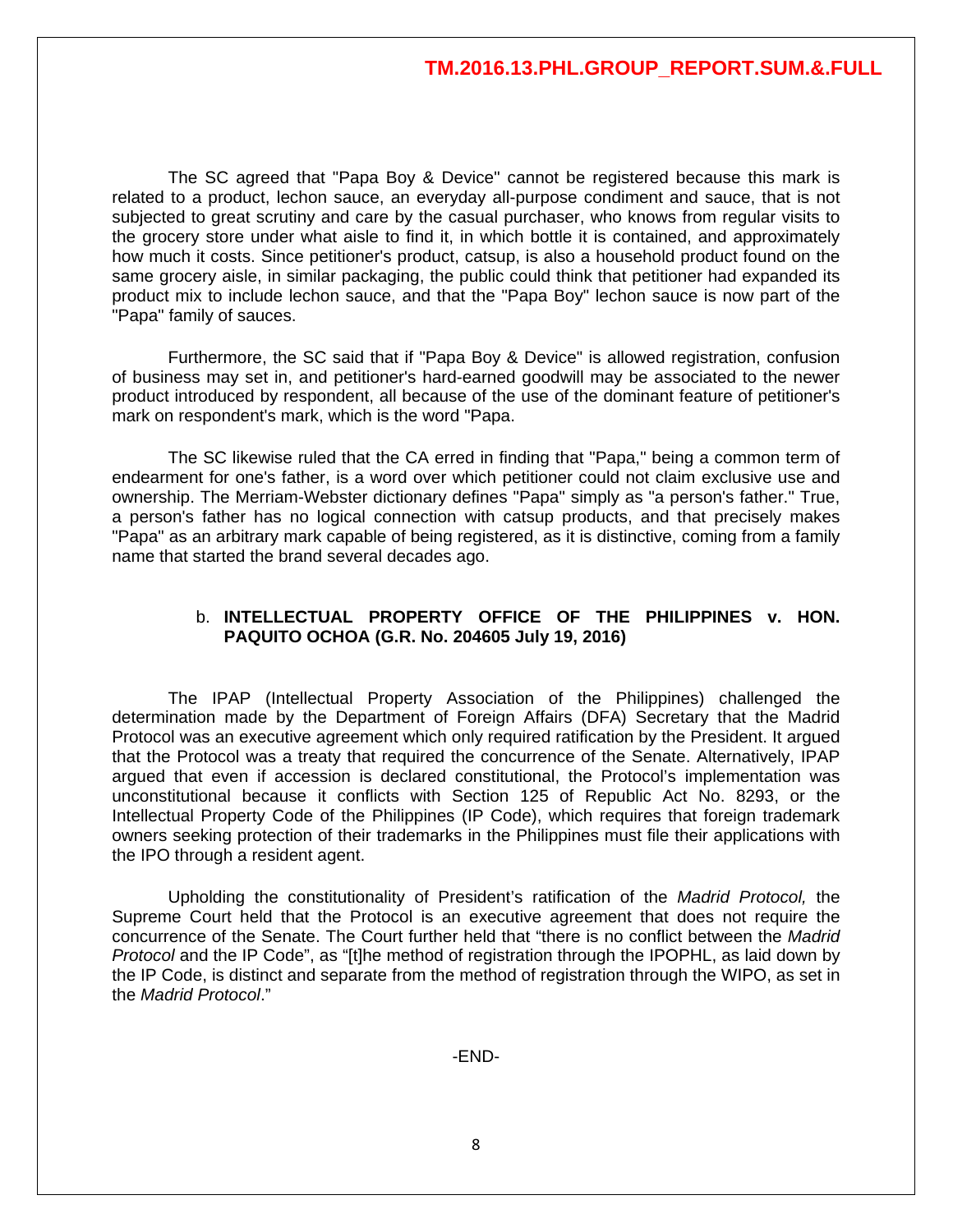The SC agreed that "Papa Boy & Device" cannot be registered because this mark is related to a product, lechon sauce, an everyday all-purpose condiment and sauce, that is not subjected to great scrutiny and care by the casual purchaser, who knows from regular visits to the grocery store under what aisle to find it, in which bottle it is contained, and approximately how much it costs. Since petitioner's product, catsup, is also a household product found on the same grocery aisle, in similar packaging, the public could think that petitioner had expanded its product mix to include lechon sauce, and that the "Papa Boy" lechon sauce is now part of the "Papa" family of sauces.

Furthermore, the SC said that if "Papa Boy & Device" is allowed registration, confusion of business may set in, and petitioner's hard-earned goodwill may be associated to the newer product introduced by respondent, all because of the use of the dominant feature of petitioner's mark on respondent's mark, which is the word "Papa.

The SC likewise ruled that the CA erred in finding that "Papa," being a common term of endearment for one's father, is a word over which petitioner could not claim exclusive use and ownership. The Merriam-Webster dictionary defines "Papa" simply as "a person's father." True, a person's father has no logical connection with catsup products, and that precisely makes "Papa" as an arbitrary mark capable of being registered, as it is distinctive, coming from a family name that started the brand several decades ago.

b. **INTELLECTUAL PROPERTY OFFICE OF THE PHILIPPINES v. HON. PAQUITO OCHOA (G.R. No. 204605 July 19, 2016)**

The IPAP (Intellectual Property Association of the Philippines) challenged the determination made by the Department of Foreign Affairs (DFA) Secretary that the Madrid Protocol was an executive agreement which only required ratification by the President. It argued that the Protocol was a treaty that required the concurrence of the Senate. Alternatively, IPAP argued that even if accession is declared constitutional, the Protocol's implementation was unconstitutional because it conflicts with Section 125 of Republic Act No. 8293, or the Intellectual Property Code of the Philippines (IP Code), which requires that foreign trademark owners seeking protection of their trademarks in the Philippines must file their applications with the IPO through a resident agent.

Upholding the constitutionality of President's ratification of the *Madrid Protocol,* the Supreme Court held that the Protocol is an executive agreement that does not require the concurrence of the Senate. The Court further held that "there is no conflict between the *Madrid Protocol* and the IP Code", as "[t]he method of registration through the IPOPHL, as laid down by the IP Code, is distinct and separate from the method of registration through the WIPO, as set in the *Madrid Protocol*."

-END-